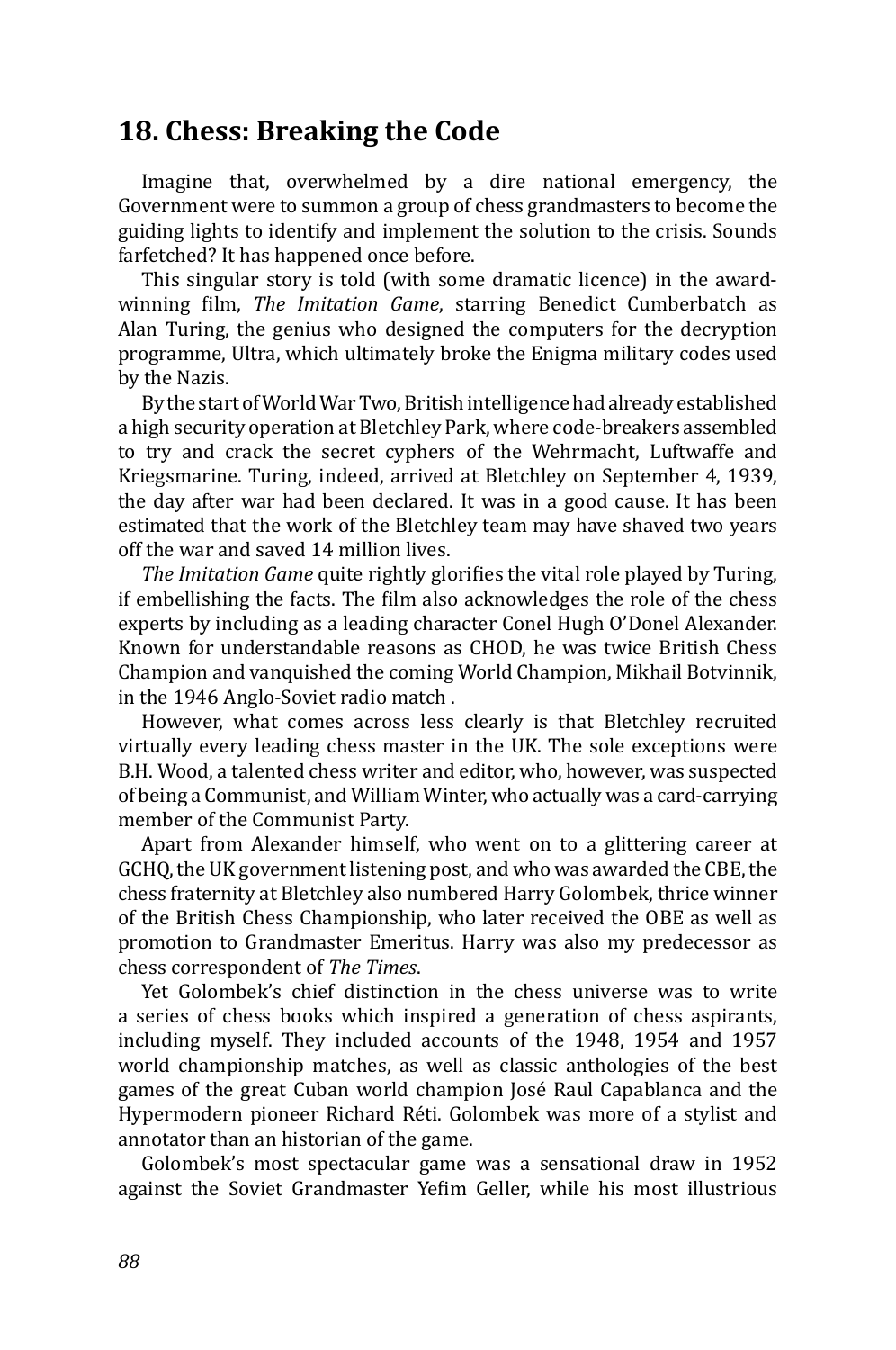## 18. Chess: Breaking the Code

Imagine that, overwhelmed by a dire national emergency, the Government were to summon a group of chess grandmasters to become the guiding lights to identify and implement the solution to the crisis. Sounds farfetched? It has happened once before.

This singular story is told (with some dramatic licence) in the award-winning film, *The Imitation Game*, starring Benedict Cumberbatch as Alan Turing, the genius who designed the computers for the decryption programme, Ultra, which ultimately broke the Enigma military codes used by the Nazis.

By the start of World War Two, British intelligence had already established a high security operation at Bletchley Park, where code-breakers assembled to try and crack the secret cyphers of the Wehrmacht, Luftwaffe and Kriegsmarine. Turing, indeed, arrived at Bletchley on September 4, 1939, the day after war had been declared. It was in a good cause. It has been estimated that the work of the Bletchley team may have shaved two years off the war and saved 14 million lives.

*The Imitation Game* quite rightly glorifies the vital role played by Turing, if embellishing the facts. The film also acknowledges the role of the chess experts by including as a leading character Conel Hugh O'Donel Alexander. Known for understandable reasons as CHOD, he was twice British Chess Champion and vanquished the coming World Champion, Mikhail Botvinnik, in the 1946 Anglo-Soviet radio match .

However, what comes across less clearly is that Bletchley recruited virtually every leading chess master in the UK. The sole exceptions were B.H. Wood, a talented chess writer and editor, who, however, was suspected of being a Communist, and William Winter, who actually was a card-carrying member of the Communist Party.

Apart from Alexander himself, who went on to a glittering career at GCHQ, the UK government listening post, and who was awarded the CBE, the chess fraternity at Bletchley also numbered Harry Golombek, thrice winner of the British Chess Championship, who later received the OBE as well as promotion to Grandmaster Emeritus. Harry was also my predecessor as chess correspondent of *The Times*.

Yet Golombek's chief distinction in the chess universe was to write a series of chess books which inspired a generation of chess aspirants, including myself. They included accounts of the 1948, 1954 and 1957 world championship matches, as well as classic anthologies of the best games of the great Cuban world champion José Raul Capablanca and the Hypermodern pioneer Richard Réti. Golombek was more of a stylist and annotator than an historian of the game.

Golombek's most spectacular game was a sensational draw in 1952 against the Soviet Grandmaster Yefim Geller, while his most illustrious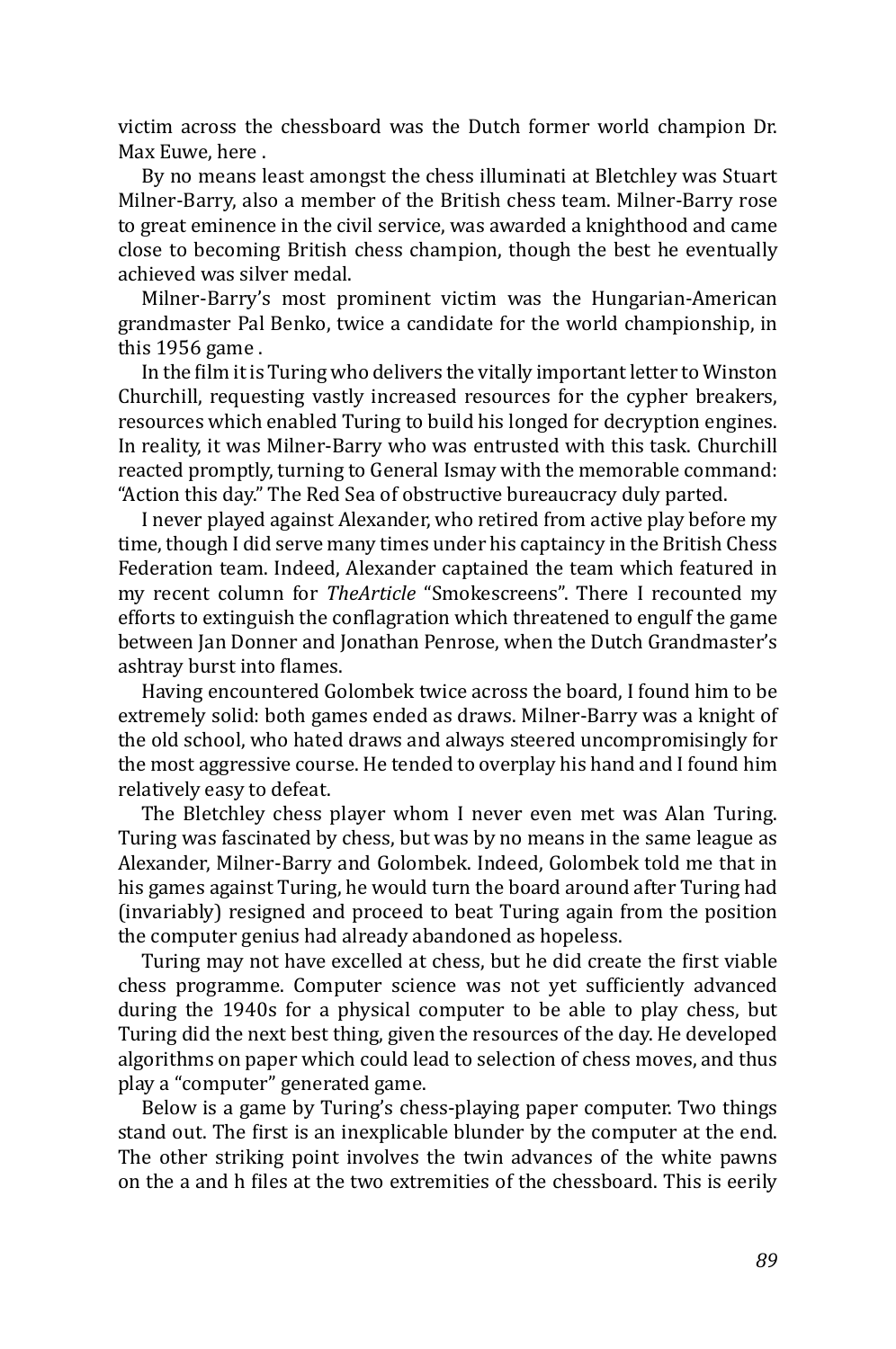victim across the chessboard was the Dutch former world champion Dr. Max Euwe, here .

By no means least amongst the chess illuminati at Bletchley was Stuart Milner-Barry, also a member of the British chess team. Milner-Barry rose to great eminence in the civil service, was awarded a knighthood and came close to becoming British chess champion, though the best he eventually achieved was silver medal.

Milner-Barry's most prominent victim was the Hungarian-American grandmaster Pal Benko, twice a candidate for the world championship, in this 1956 game .

In the film it is Turing who delivers the vitally important letter to Winston Churchill, requesting vastly increased resources for the cypher breakers, resources which enabled Turing to build his longed for decryption engines. In reality, it was Milner-Barry who was entrusted with this task. Churchill reacted promptly, turning to General Ismay with the memorable command: "Action this day." The Red Sea of obstructive bureaucracy duly parted.

I never played against Alexander, who retired from active play before my time, though I did serve many times under his captaincy in the British Chess Federation team. Indeed, Alexander captained the team which featured in my recent column for *TheArticle* "Smokescreens". There I recounted my efforts to extinguish the conflagration which threatened to engulf the game between Jan Donner and Jonathan Penrose, when the Dutch Grandmaster's ashtray burst into flames.

Having encountered Golombek twice across the board, I found him to be extremely solid: both games ended as draws. Milner-Barry was a knight of the old school, who hated draws and always steered uncompromisingly for the most aggressive course. He tended to overplay his hand and I found him relatively easy to defeat.

The Bletchley chess player whom I never even met was Alan Turing. Turing was fascinated by chess, but was by no means in the same league as Alexander, Milner-Barry and Golombek. Indeed, Golombek told me that in his games against Turing, he would turn the board around after Turing had (invariably) resigned and proceed to beat Turing again from the position the computer genius had already abandoned as hopeless.

Turing may not have excelled at chess, but he did create the first viable chess programme. Computer science was not yet sufficiently advanced during the 1940s for a physical computer to be able to play chess, but Turing did the next best thing, given the resources of the day. He developed algorithms on paper which could lead to selection of chess moves, and thus play a "computer" generated game.

Below is a game by Turing's chess-playing paper computer. Two things stand out. The first is an inexplicable blunder by the computer at the end. The other striking point involves the twin advances of the white pawns on the a and h files at the two extremities of the chessboard. This is eerily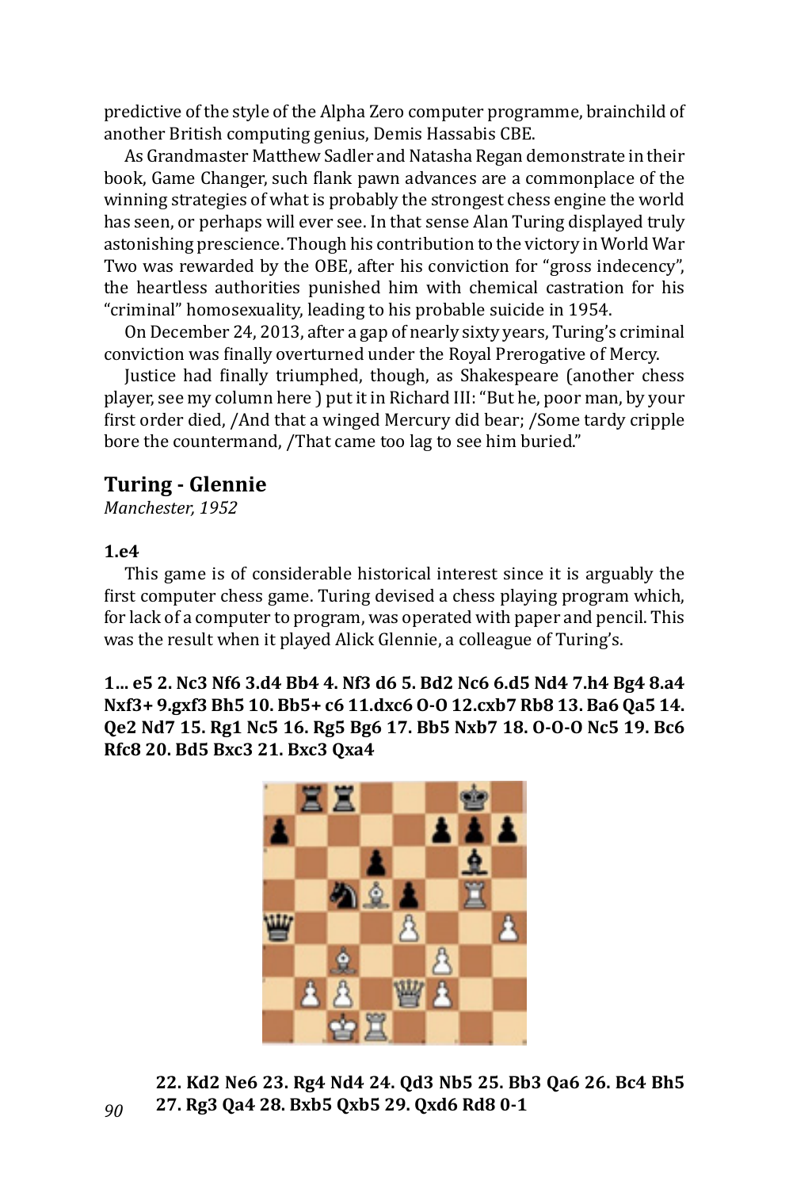predictive of the style of the Alpha Zero computer programme, brainchild of another British computing genius, Demis Hassabis CBE.

As Grandmaster Matthew Sadler and Natasha Regan demonstrate in their book, Game Changer, such flank pawn advances are a commonplace of the winning strategies of what is probably the strongest chess engine the world has seen, or perhaps will ever see. In that sense Alan Turing displayed truly astonishing prescience. Though his contribution to the victory in World War Two was rewarded by the OBE, after his conviction for "gross indecency", the heartless authorities punished him with chemical castration for his "criminal" homosexuality, leading to his probable suicide in 1954.

On December 24, 2013, after a gap of nearly sixty years, Turing's criminal conviction was finally overturned under the Royal Prerogative of Mercy.

Justice had finally triumphed, though, as Shakespeare (another chess player, see my column here ) put it in Richard III: "But he, poor man, by your first order died, /And that a winged Mercury did bear; /Some tardy cripple bore the countermand, /That came too lag to see him buried."

## Turing - Glennie

*Manchester, 1952*

**1.e4**

This game is of considerable historical interest since it is arguably the first computer chess game. Turing devised a chess playing program which, for lack of a computer to program, was operated with paper and pencil. This was the result when it played Alick Glennie, a colleague of Turing's.

**1... e5 2. Nc3 Nf6 3.d4 Bb4 4. Nf3 d6 5. Bd2 Nc6 6.d5 Nd4 7.h4 Bg4 8.a4 Nxf3+ 9.gxf3 Bh5 10. Bb5+ c6 11.dxc6 O-O 12.cxb7 Rb8 13. Ba6 Qa5 14. Qe2 Nd7 15. Rg1 Nc5 16. Rg5 Bg6 17. Bb5 Nxb7 18. O-O-O Nc5 19. Bc6 Rfc8 20. Bd5 Bxc3 21. Bxc3 Qxa4**

**22. Kd2 Ne6 23. Rg4 Nd4 24. Qd3 Nb5 25. Bb3 Qa6 26. Bc4 Bh5 27. Rg3 Qa4 28. Bxb5 Qxb5 29. Qxd6 Rd8 0-1**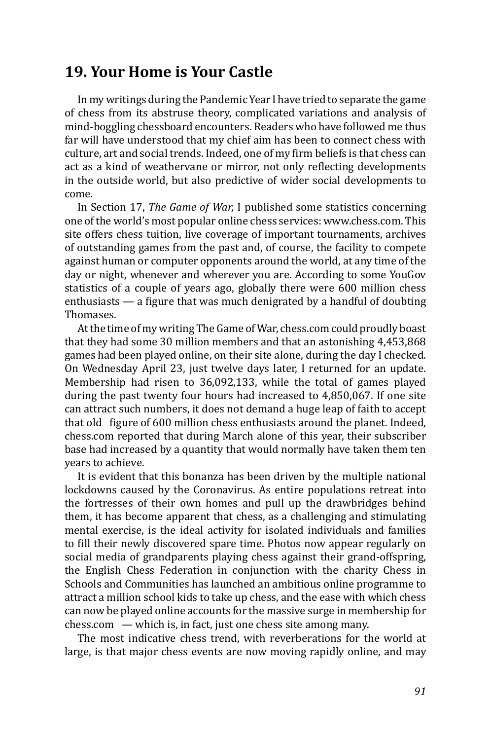## 19. Your Home is Your Castle

In my writings during the Pandemic Year I have tried to separate the game of chess from its abstruse theory, complicated variations and analysis of mind-boggling chessboard encounters. Readers who have followed me thus far will have understood that my chief aim has been to connect chess with culture, art and social trends. Indeed, one of my firm beliefs is that chess can act as a kind of weathervane or mirror, not only reflecting developments in the outside world, but also predictive of wider social developments to come.

In Section 17, *The Game of War,* I published some statistics concerning one of the world's most popular online chess services: www.chess.com. This site offers chess tuition, live coverage of important tournaments, archives of outstanding games from the past and, of course, the facility to compete against human or computer opponents around the world, at any time of the day or night, whenever and wherever you are. According to some YouGov statistics of a couple of years ago, globally there were 600 million chess enthusiasts — a figure that was much denigrated by a handful of doubting Thomases.

At the time of my writing The Game of War, chess.com could proudly boast that they had some 30 million members and that an astonishing 4,453,868 games had been played online, on their site alone, during the day I checked. On Wednesday April 23, just twelve days later, I returned for an update. Membership had risen to 36,092,133, while the total of games played during the past twenty four hours had increased to 4,850,067. If one site can attract such numbers, it does not demand a huge leap of faith to accept that old figure of 600 million chess enthusiasts around the planet. Indeed, chess.com reported that during March alone of this year, their subscriber base had increased by a quantity that would normally have taken them ten years to achieve.

It is evident that this bonanza has been driven by the multiple national lockdowns caused by the Coronavirus. As entire populations retreat into the fortresses of their own homes and pull up the drawbridges behind them, it has become apparent that chess, as a challenging and stimulating mental exercise, is the ideal activity for isolated individuals and families to fill their newly discovered spare time. Photos now appear regularly on social media of grandparents playing chess against their grand-offspring, the English Chess Federation in conjunction with the charity Chess in Schools and Communities has launched an ambitious online programme to attract a million school kids to take up chess, and the ease with which chess can now be played online accounts for the massive surge in membership for chess.com — which is, in fact, just one chess site among many.

The most indicative chess trend, with reverberations for the world at large, is that major chess events are now moving rapidly online, and may